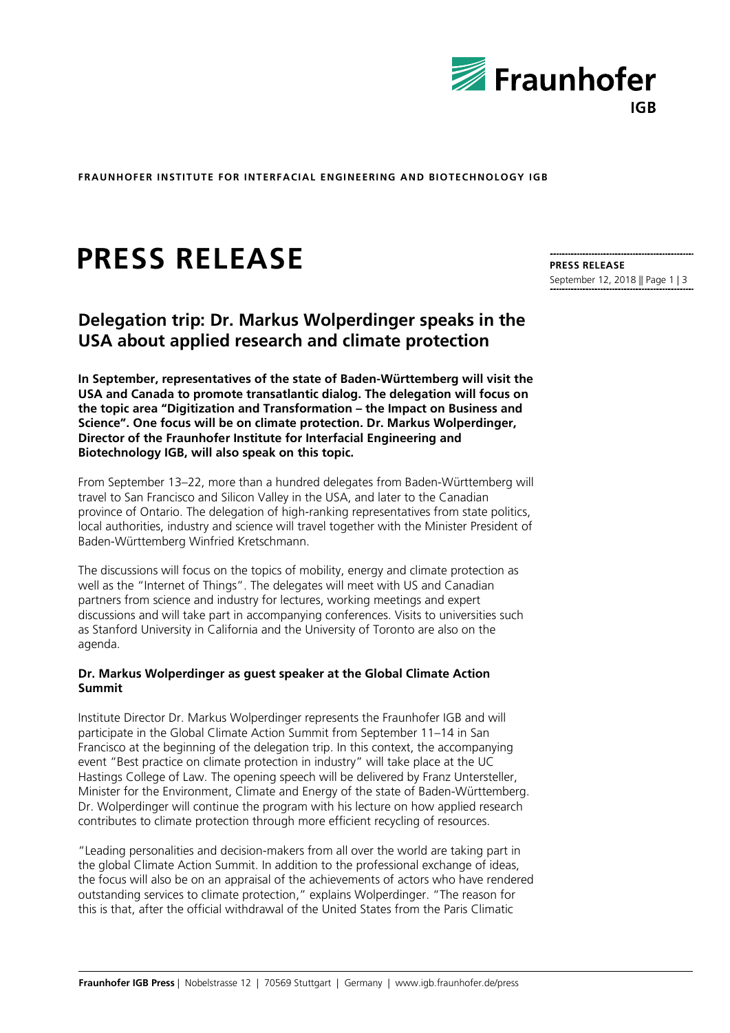**FRAUNHOFER INSTITUTE FOR INTERFACIAL ENGINEERING AND BIOTECHNOLOGY IGB**

# PRESS RELEASE

**PRESS RELEASE**
September 12, 2018

## Delegation trip: Dr. Markus Wolperdinger speaks in the USA about applied research and climate protection

**In September, representatives of the state of Baden-Württemberg will visit the USA and Canada to promote transatlantic dialog. The delegation will focus on the topic area "Digitization and Transformation – the Impact on Business and Science". One focus will be on climate protection. Dr. Markus Wolperdinger, Director of the Fraunhofer Institute for Interfacial Engineering and Biotechnology IGB, will also speak on this topic.**

From September 13–22, more than a hundred delegates from Baden-Württemberg will travel to San Francisco and Silicon Valley in the USA, and later to the Canadian province of Ontario. The delegation of high-ranking representatives from state politics, local authorities, industry and science will travel together with the Minister President of Baden-Württemberg Winfried Kretschmann.

The discussions will focus on the topics of mobility, energy and climate protection as well as the "Internet of Things". The delegates will meet with US and Canadian partners from science and industry for lectures, working meetings and expert discussions and will take part in accompanying conferences. Visits to universities such as Stanford University in California and the University of Toronto are also on the agenda.

### Dr. Markus Wolperdinger as guest speaker at the Global Climate Action Summit

Institute Director Dr. Markus Wolperdinger represents the Fraunhofer IGB and will participate in the Global Climate Action Summit from September 11–14 in San Francisco at the beginning of the delegation trip. In this context, the accompanying event "Best practice on climate protection in industry" will take place at the UC Hastings College of Law. The opening speech will be delivered by Franz Untersteller, Minister for the Environment, Climate and Energy of the state of Baden-Württemberg. Dr. Wolperdinger will continue the program with his lecture on how applied research contributes to climate protection through more efficient recycling of resources.

"Leading personalities and decision-makers from all over the world are taking part in the global Climate Action Summit. In addition to the professional exchange of ideas, the focus will also be on an appraisal of the achievements of actors who have rendered outstanding services to climate protection," explains Wolperdinger. "The reason for this is that, after the official withdrawal of the United States from the Paris Climatic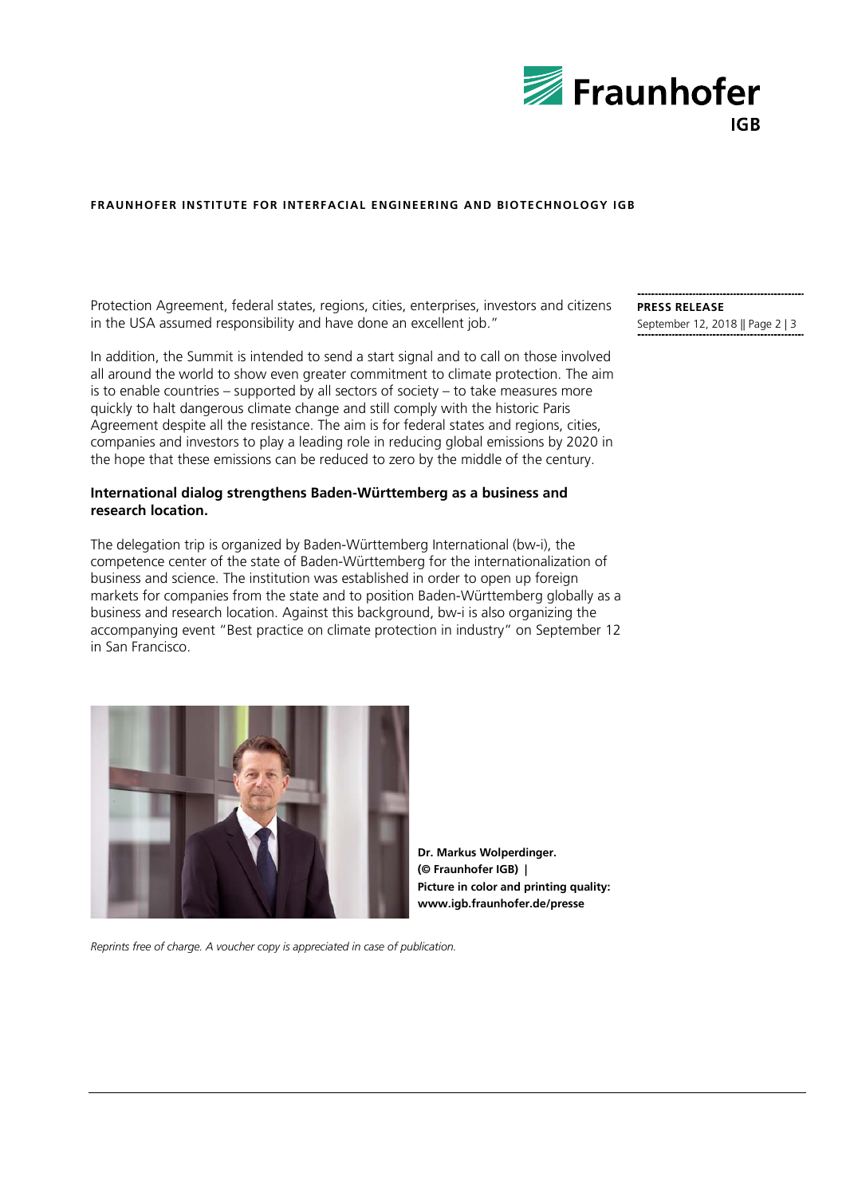Protection Agreement, federal states, regions, cities, enterprises, investors and citizens in the USA assumed responsibility and have done an excellent job."

In addition, the Summit is intended to send a start signal and to call on those involved all around the world to show even greater commitment to climate protection. The aim is to enable countries – supported by all sectors of society – to take measures more quickly to halt dangerous climate change and still comply with the historic Paris Agreement despite all the resistance. The aim is for federal states and regions, cities, companies and investors to play a leading role in reducing global emissions by 2020 in the hope that these emissions can be reduced to zero by the middle of the century.

**International dialog strengthens Baden-Württemberg as a business and research location.**

The delegation trip is organized by Baden-Württemberg International (bw-i), the competence center of the state of Baden-Württemberg for the internationalization of business and science. The institution was established in order to open up foreign markets for companies from the state and to position Baden-Württemberg globally as a business and research location. Against this background, bw-i is also organizing the accompanying event "Best practice on climate protection in industry" on September 12 in San Francisco.

**Dr. Markus Wolperdinger. (© Fraunhofer IGB) | Picture in color and printing quality: www.igb.fraunhofer.de/presse**

*Reprints free of charge. A voucher copy is appreciated in case of publication.*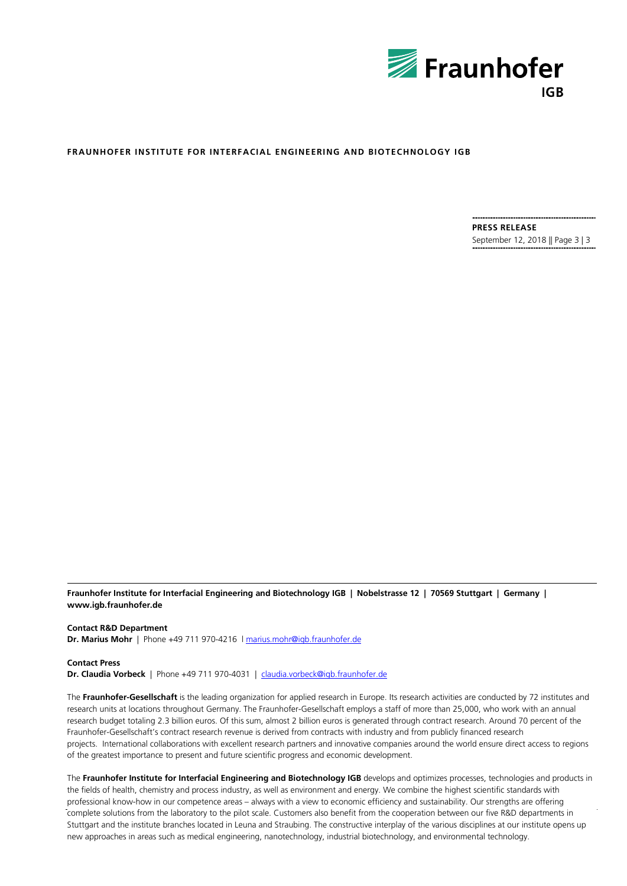**FRAUNHOFER INSTITUTE FOR INTERFACIAL ENGINEERING AND BIOTECHNOLOGY IGB**

**PRESS RELEASE**

September 12, 2018

**Fraunhofer Institute for Interfacial Engineering and Biotechnology IGB | Nobelstrasse 12 | 70569 Stuttgart | Germany | www.igb.fraunhofer.de**

**Contact R&D Department**
**Dr. Marius Mohr** | Phone +49 711 970-4216 | marius.mohr@igb.fraunhofer.de

**Contact Press**
**Dr. Claudia Vorbeck** | Phone +49 711 970-4031 | claudia.vorbeck@igb.fraunhofer.de

The **Fraunhofer-Gesellschaft** is the leading organization for applied research in Europe. Its research activities are conducted by 72 institutes and research units at locations throughout Germany. The Fraunhofer-Gesellschaft employs a staff of more than 25,000, who work with an annual research budget totaling 2.3 billion euros. Of this sum, almost 2 billion euros is generated through contract research. Around 70 percent of the Fraunhofer-Gesellschaft's contract research revenue is derived from contracts with industry and from publicly financed research projects. International collaborations with excellent research partners and innovative companies around the world ensure direct access to regions of the greatest importance to present and future scientific progress and economic development.

The **Fraunhofer Institute for Interfacial Engineering and Biotechnology IGB** develops and optimizes processes, technologies and products in the fields of health, chemistry and process industry, as well as environment and energy. We combine the highest scientific standards with professional know-how in our competence areas – always with a view to economic efficiency and sustainability. Our strengths are offering complete solutions from the laboratory to the pilot scale. Customers also benefit from the cooperation between our five R&D departments in Stuttgart and the institute branches located in Leuna and Straubing. The constructive interplay of the various disciplines at our institute opens up new approaches in areas such as medical engineering, nanotechnology, industrial biotechnology, and environmental technology.